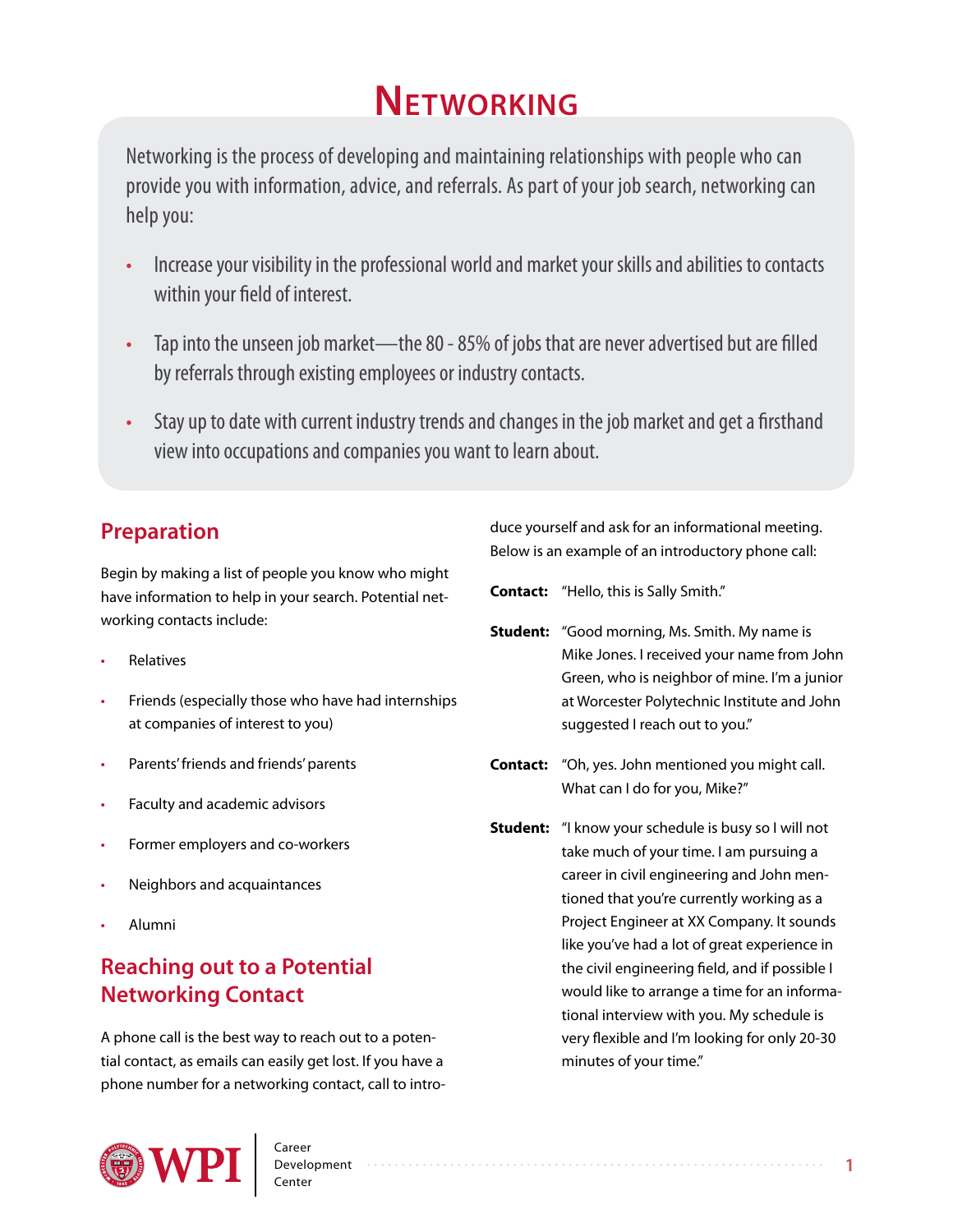# Networking

Networking is the process of developing and maintaining relationships with people who can provide you with information, advice, and referrals. As part of your job search, networking can help you:

- Increase your visibility in the professional world and market your skills and abilities to contacts within your field of interest.
- Tap into the unseen job market—the 80 - 85% of jobs that are never advertised but are filled by referrals through existing employees or industry contacts.
- Stay up to date with current industry trends and changes in the job market and get a firsthand view into occupations and companies you want to learn about.

## Preparation

Begin by making a list of people you know who might have information to help in your search. Potential networking contacts include:

- Relatives
- Friends (especially those who have had internships at companies of interest to you)
- Parents' friends and friends' parents
- Faculty and academic advisors
- Former employers and co-workers
- Neighbors and acquaintances
- Alumni

## Reaching out to a Potential Networking Contact

A phone call is the best way to reach out to a potential contact, as emails can easily get lost. If you have a phone number for a networking contact, call to introduce yourself and ask for an informational meeting. Below is an example of an introductory phone call:

**Contact:** "Hello, this is Sally Smith."

**Student:** "Good morning, Ms. Smith. My name is Mike Jones. I received your name from John Green, who is neighbor of mine. I'm a junior at Worcester Polytechnic Institute and John suggested I reach out to you."

**Contact:** "Oh, yes. John mentioned you might call. What can I do for you, Mike?"

**Student:** "I know your schedule is busy so I will not take much of your time. I am pursuing a career in civil engineering and John mentioned that you're currently working as a Project Engineer at XX Company. It sounds like you've had a lot of great experience in the civil engineering field, and if possible I would like to arrange a time for an informational interview with you. My schedule is very flexible and I'm looking for only 20-30 minutes of your time."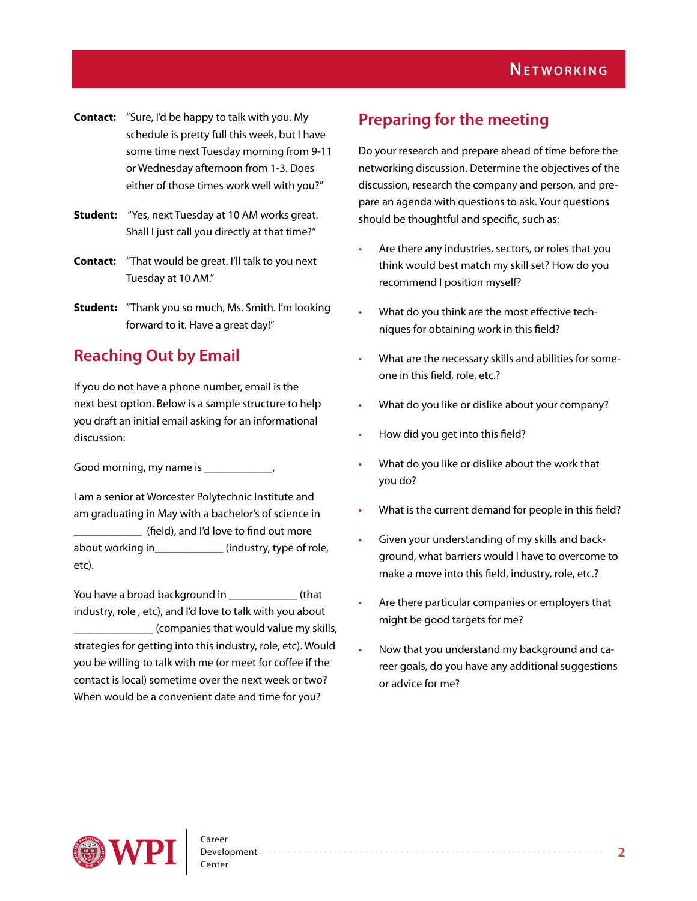**Contact:** "Sure, I'd be happy to talk with you. My schedule is pretty full this week, but I have some time next Tuesday morning from 9-11 or Wednesday afternoon from 1-3. Does either of those times work well with you?"

**Student:** "Yes, next Tuesday at 10 AM works great. Shall I just call you directly at that time?"

**Contact:** "That would be great. I'll talk to you next Tuesday at 10 AM."

**Student:** "Thank you so much, Ms. Smith. I'm looking forward to it. Have a great day!"

## Reaching Out by Email

If you do not have a phone number, email is the next best option. Below is a sample structure to help you draft an initial email asking for an informational discussion:

Good morning, my name is ____________,

I am a senior at Worcester Polytechnic Institute and am graduating in May with a bachelor's of science in ____________ (field), and I'd love to find out more about working in____________ (industry, type of role, etc).

You have a broad background in ____________ (that industry, role , etc), and I'd love to talk with you about ______________ (companies that would value my skills, strategies for getting into this industry, role, etc). Would you be willing to talk with me (or meet for coffee if the contact is local) sometime over the next week or two? When would be a convenient date and time for you?

## Preparing for the meeting

Do your research and prepare ahead of time before the networking discussion. Determine the objectives of the discussion, research the company and person, and prepare an agenda with questions to ask. Your questions should be thoughtful and specific, such as:

- Are there any industries, sectors, or roles that you think would best match my skill set? How do you recommend I position myself?
- What do you think are the most effective techniques for obtaining work in this field?
- What are the necessary skills and abilities for someone in this field, role, etc.?
- What do you like or dislike about your company?
- How did you get into this field?
- What do you like or dislike about the work that you do?
- What is the current demand for people in this field?
- Given your understanding of my skills and background, what barriers would I have to overcome to make a move into this field, industry, role, etc.?
- Are there particular companies or employers that might be good targets for me?
- Now that you understand my background and career goals, do you have any additional suggestions or advice for me?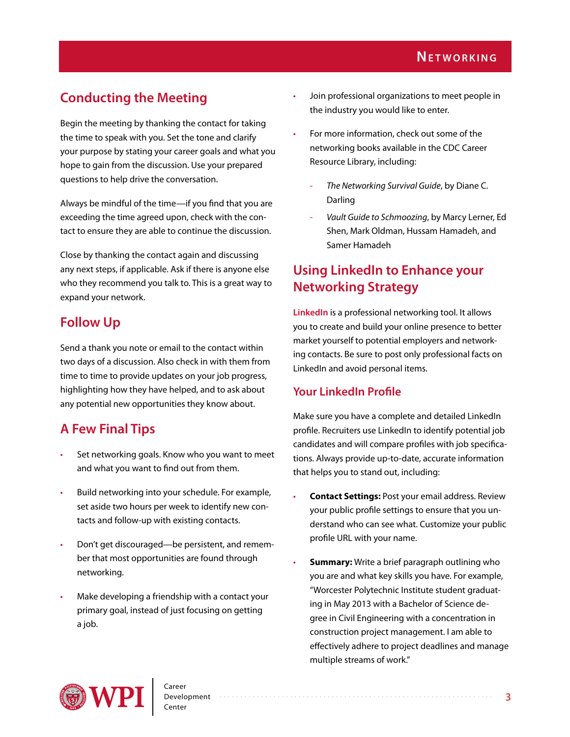## Conducting the Meeting

Begin the meeting by thanking the contact for taking the time to speak with you. Set the tone and clarify your purpose by stating your career goals and what you hope to gain from the discussion. Use your prepared questions to help drive the conversation.

Always be mindful of the time—if you find that you are exceeding the time agreed upon, check with the contact to ensure they are able to continue the discussion.

Close by thanking the contact again and discussing any next steps, if applicable. Ask if there is anyone else who they recommend you talk to. This is a great way to expand your network.

## Follow Up

Send a thank you note or email to the contact within two days of a discussion. Also check in with them from time to time to provide updates on your job progress, highlighting how they have helped, and to ask about any potential new opportunities they know about.

## A Few Final Tips

- Set networking goals. Know who you want to meet and what you want to find out from them.
- Build networking into your schedule. For example, set aside two hours per week to identify new contacts and follow-up with existing contacts.
- Don't get discouraged—be persistent, and remember that most opportunities are found through networking.
- Make developing a friendship with a contact your primary goal, instead of just focusing on getting a job.
- Join professional organizations to meet people in the industry you would like to enter.
- For more information, check out some of the networking books available in the CDC Career Resource Library, including:
    - *The Networking Survival Guide*, by Diane C. Darling
    - *Vault Guide to Schmoozing*, by Marcy Lerner, Ed Shen, Mark Oldman, Hussam Hamadeh, and Samer Hamadeh

## Using LinkedIn to Enhance your Networking Strategy

LinkedIn is a professional networking tool. It allows you to create and build your online presence to better market yourself to potential employers and networking contacts. Be sure to post only professional facts on LinkedIn and avoid personal items.

### Your LinkedIn Profile

Make sure you have a complete and detailed LinkedIn profile. Recruiters use LinkedIn to identify potential job candidates and will compare profiles with job specifications. Always provide up-to-date, accurate information that helps you to stand out, including:

- **Contact Settings:** Post your email address. Review your public profile settings to ensure that you understand who can see what. Customize your public profile URL with your name.
- **Summary:** Write a brief paragraph outlining who you are and what key skills you have. For example, "Worcester Polytechnic Institute student graduating in May 2013 with a Bachelor of Science degree in Civil Engineering with a concentration in construction project management. I am able to effectively adhere to project deadlines and manage multiple streams of work."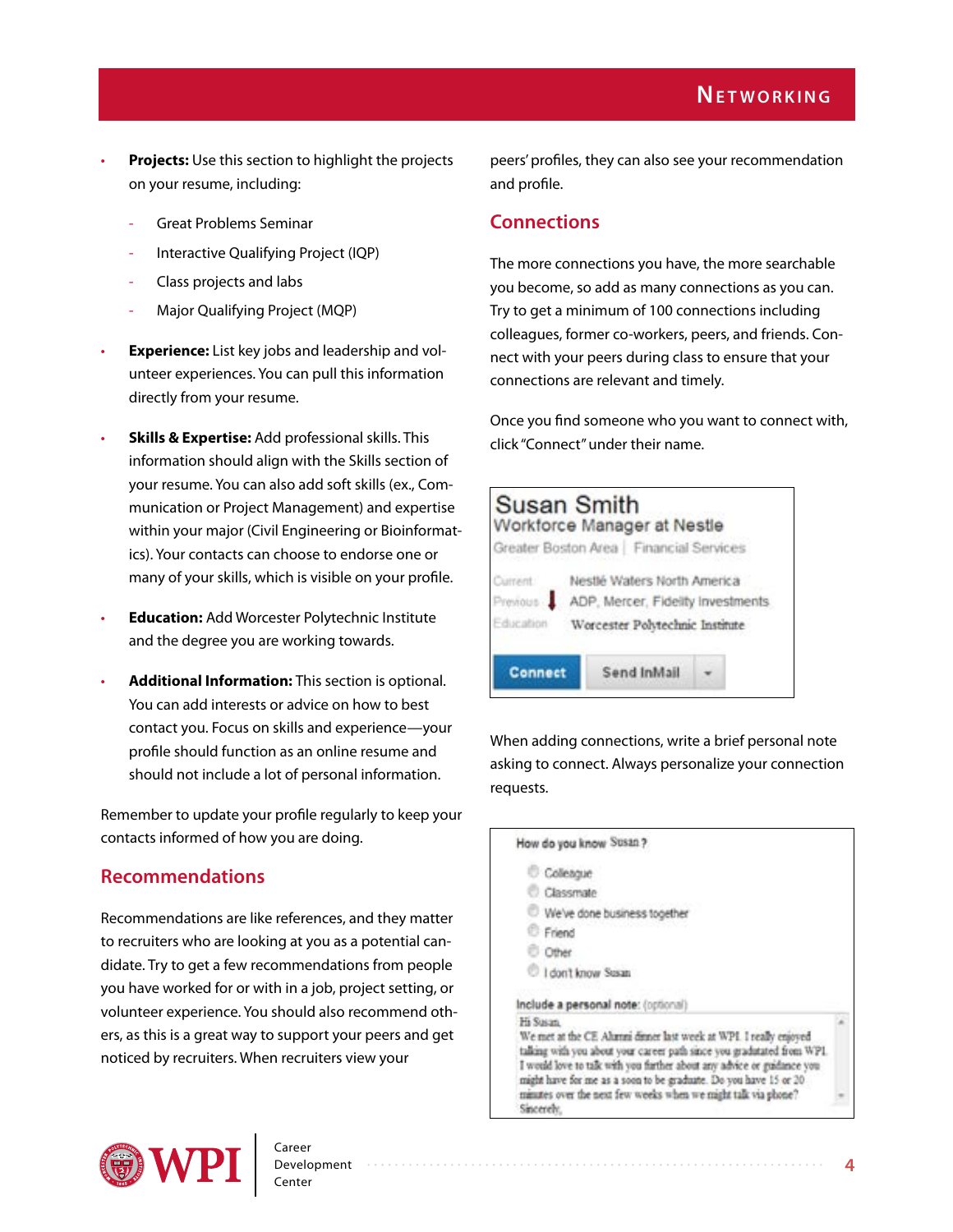- **Projects:** Use this section to highlight the projects on your resume, including:
  - Great Problems Seminar
  - Interactive Qualifying Project (IQP)
  - Class projects and labs
  - Major Qualifying Project (MQP)
- **Experience:** List key jobs and leadership and volunteer experiences. You can pull this information directly from your resume.
- **Skills & Expertise:** Add professional skills. This information should align with the Skills section of your resume. You can also add soft skills (ex., Communication or Project Management) and expertise within your major (Civil Engineering or Bioinformatics). Your contacts can choose to endorse one or many of your skills, which is visible on your profile.
- **Education:** Add Worcester Polytechnic Institute and the degree you are working towards.
- **Additional Information:** This section is optional. You can add interests or advice on how to best contact you. Focus on skills and experience—your profile should function as an online resume and should not include a lot of personal information.

Remember to update your profile regularly to keep your contacts informed of how you are doing.

## Recommendations

Recommendations are like references, and they matter to recruiters who are looking at you as a potential candidate. Try to get a few recommendations from people you have worked for or with in a job, project setting, or volunteer experience. You should also recommend others, as this is a great way to support your peers and get noticed by recruiters. When recruiters view your peers' profiles, they can also see your recommendation and profile.

## Connections

The more connections you have, the more searchable you become, so add as many connections as you can. Try to get a minimum of 100 connections including colleagues, former co-workers, peers, and friends. Connect with your peers during class to ensure that your connections are relevant and timely.

Once you find someone who you want to connect with, click "Connect" under their name.

Susan Smith
Workforce Manager at Nestle
Greater Boston Area | Financial Services

Current: Nestlé Waters North America
Previous: ADP, Mercer, Fidelity Investments
Education: Worcester Polytechnic Institute

Connect | Send InMail

When adding connections, write a brief personal note asking to connect. Always personalize your connection requests.

How do you know Susan?

- Colleague
- Classmate
- We've done business together
- Friend
- Other
- I don't know Susan

Include a personal note: (optional)

Hi Susan,
We met at the CE Alumni dinner last week at WPI. I really enjoyed talking with you about your career path since you graduated from WPI. I would love to talk with you further about any advice or guidance you might have for me as a soon to be graduate. Do you have 15 or 20 minutes over the next few weeks when we might talk via phone?
Sincerely,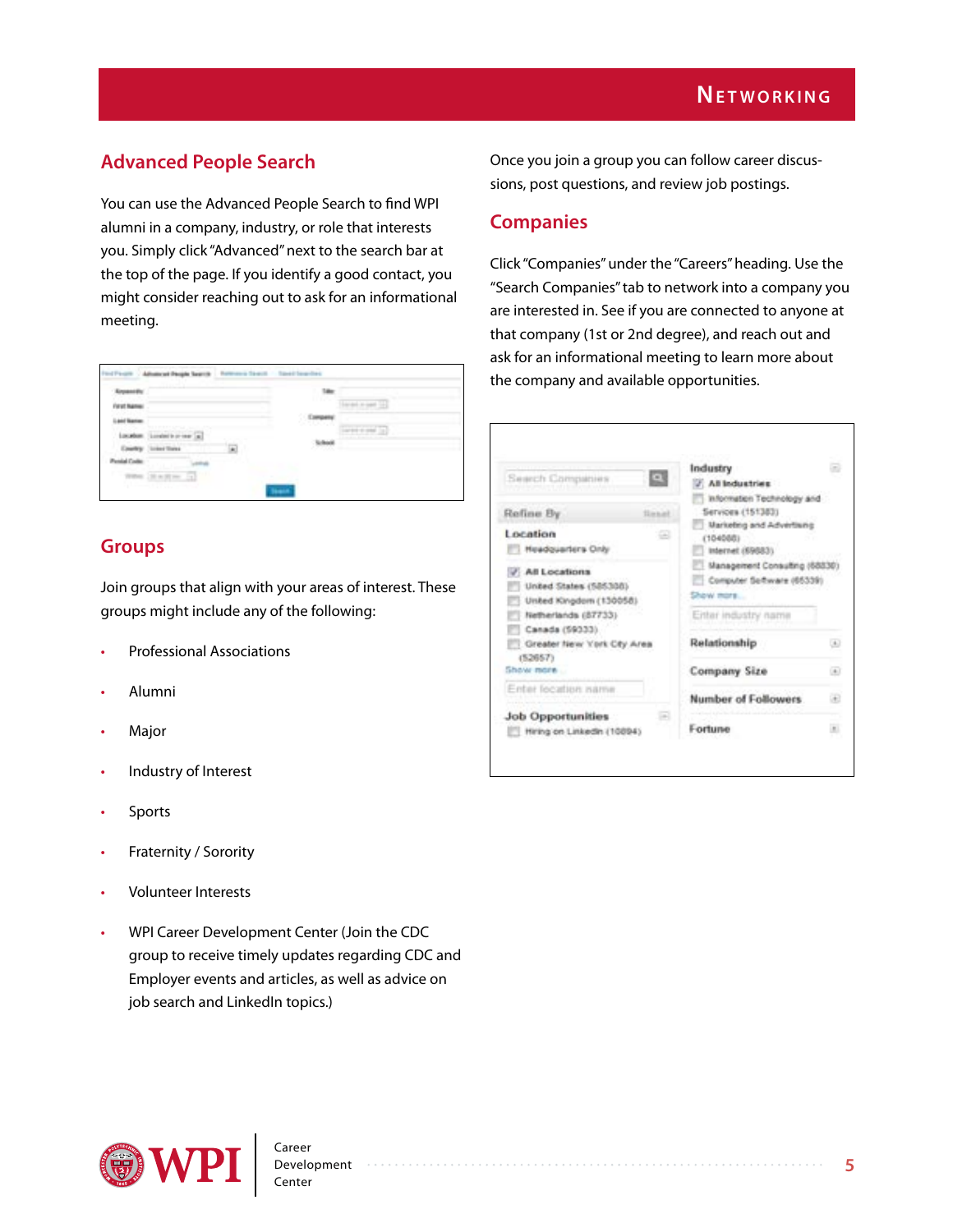## Advanced People Search

You can use the Advanced People Search to find WPI alumni in a company, industry, or role that interests you. Simply click "Advanced" next to the search bar at the top of the page. If you identify a good contact, you might consider reaching out to ask for an informational meeting.

## Groups

Join groups that align with your areas of interest. These groups might include any of the following:

- Professional Associations
- Alumni
- Major
- Industry of Interest
- Sports
- Fraternity / Sorority
- Volunteer Interests
- WPI Career Development Center (Join the CDC group to receive timely updates regarding CDC and Employer events and articles, as well as advice on job search and LinkedIn topics.)

Once you join a group you can follow career discussions, post questions, and review job postings.

## Companies

Click "Companies" under the "Careers" heading. Use the "Search Companies" tab to network into a company you are interested in. See if you are connected to anyone at that company (1st or 2nd degree), and reach out and ask for an informational meeting to learn more about the company and available opportunities.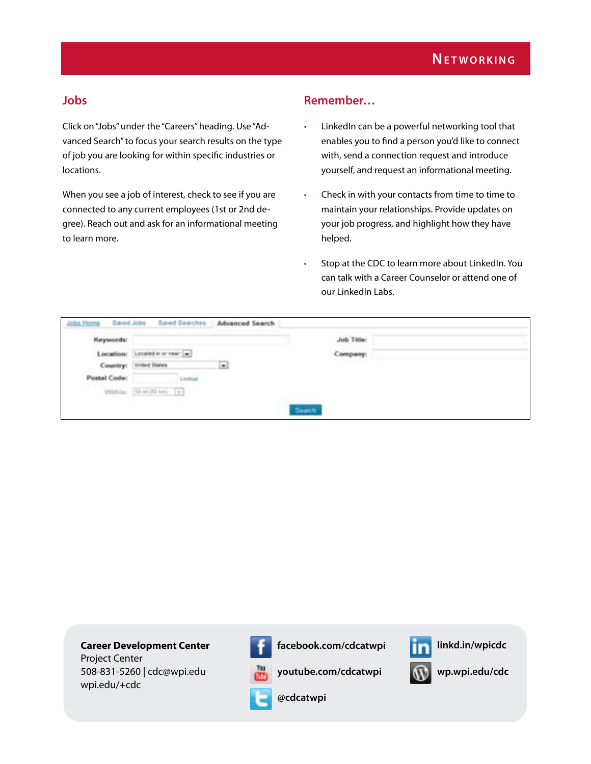## Jobs

Click on "Jobs" under the "Careers" heading. Use "Advanced Search" to focus your search results on the type of job you are looking for within specific industries or locations.

When you see a job of interest, check to see if you are connected to any current employees (1st or 2nd degree). Reach out and ask for an informational meeting to learn more.

## Remember…

- LinkedIn can be a powerful networking tool that enables you to find a person you'd like to connect with, send a connection request and introduce yourself, and request an informational meeting.
- Check in with your contacts from time to time to maintain your relationships. Provide updates on your job progress, and highlight how they have helped.
- Stop at the CDC to learn more about LinkedIn. You can talk with a Career Counselor or attend one of our LinkedIn Labs.

Jobs Home | Saved Jobs | Saved Searches | Advanced Search

Keywords:
Location: Located in or near:
Country: United States
Postal Code: Lookup
Within: 50 mi (80 km)
Job Title:
Company:
Search

**Career Development Center**
Project Center
508-831-5260 | cdc@wpi.edu
wpi.edu/+cdc

facebook.com/cdcatwpi
youtube.com/cdcatwpi
@cdcatwpi
linkd.in/wpicdc
wp.wpi.edu/cdc